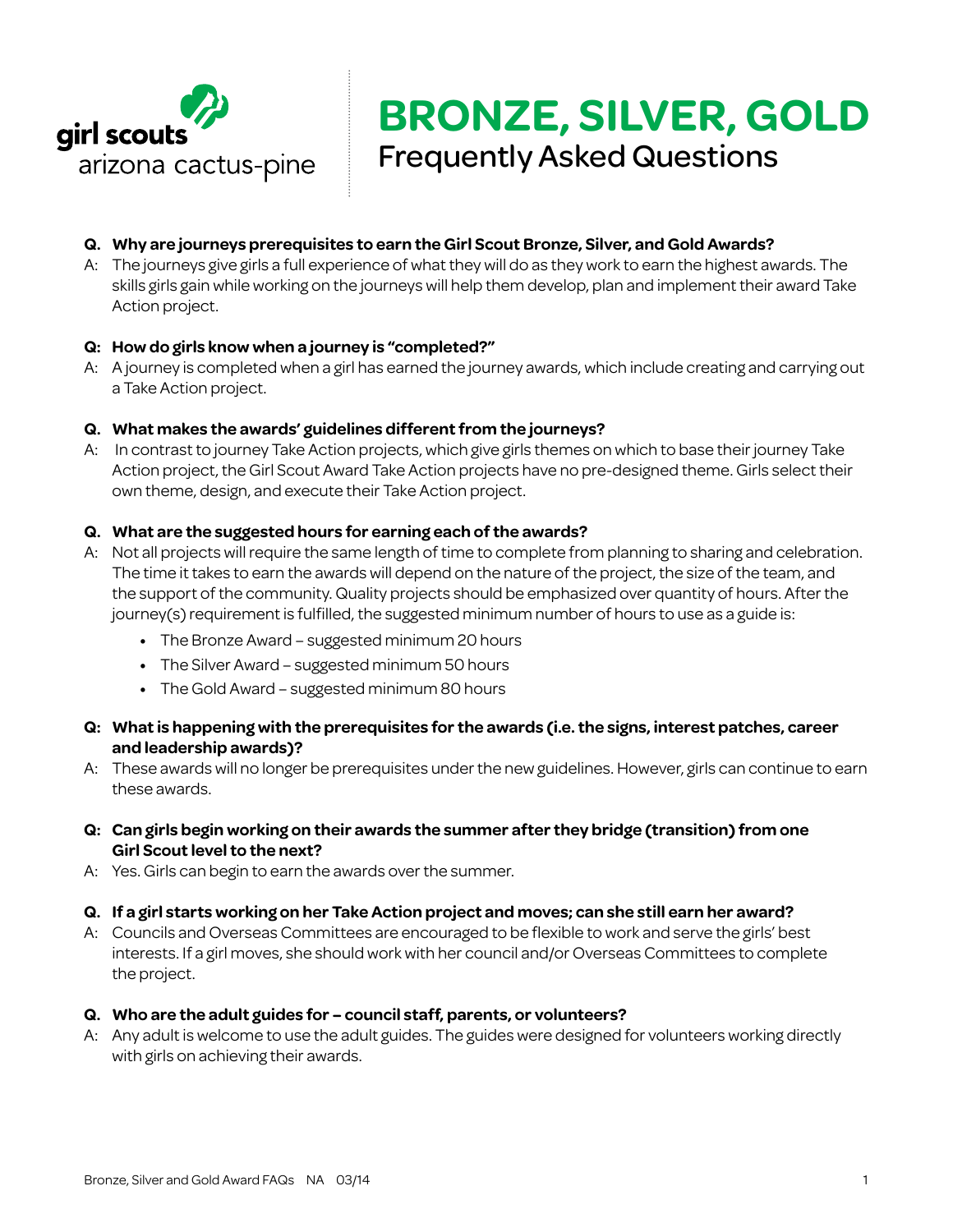girl scouts
arizona cactus-pine

# BRONZE, SILVER, GOLD

## Frequently Asked Questions

**Q. Why are journeys prerequisites to earn the Girl Scout Bronze, Silver, and Gold Awards?**

A: The journeys give girls a full experience of what they will do as they work to earn the highest awards. The skills girls gain while working on the journeys will help them develop, plan and implement their award Take Action project.

**Q: How do girls know when a journey is "completed?"**

A: A journey is completed when a girl has earned the journey awards, which include creating and carrying out a Take Action project.

**Q. What makes the awards' guidelines different from the journeys?**

A: In contrast to journey Take Action projects, which give girls themes on which to base their journey Take Action project, the Girl Scout Award Take Action projects have no pre-designed theme. Girls select their own theme, design, and execute their Take Action project.

**Q. What are the suggested hours for earning each of the awards?**

A: Not all projects will require the same length of time to complete from planning to sharing and celebration. The time it takes to earn the awards will depend on the nature of the project, the size of the team, and the support of the community. Quality projects should be emphasized over quantity of hours. After the journey(s) requirement is fulfilled, the suggested minimum number of hours to use as a guide is:

- The Bronze Award – suggested minimum 20 hours
- The Silver Award – suggested minimum 50 hours
- The Gold Award – suggested minimum 80 hours

**Q: What is happening with the prerequisites for the awards (i.e. the signs, interest patches, career and leadership awards)?**

A: These awards will no longer be prerequisites under the new guidelines. However, girls can continue to earn these awards.

**Q: Can girls begin working on their awards the summer after they bridge (transition) from one Girl Scout level to the next?**

A: Yes. Girls can begin to earn the awards over the summer.

**Q. If a girl starts working on her Take Action project and moves; can she still earn her award?**

A: Councils and Overseas Committees are encouraged to be flexible to work and serve the girls' best interests. If a girl moves, she should work with her council and/or Overseas Committees to complete the project.

**Q. Who are the adult guides for – council staff, parents, or volunteers?**

A: Any adult is welcome to use the adult guides. The guides were designed for volunteers working directly with girls on achieving their awards.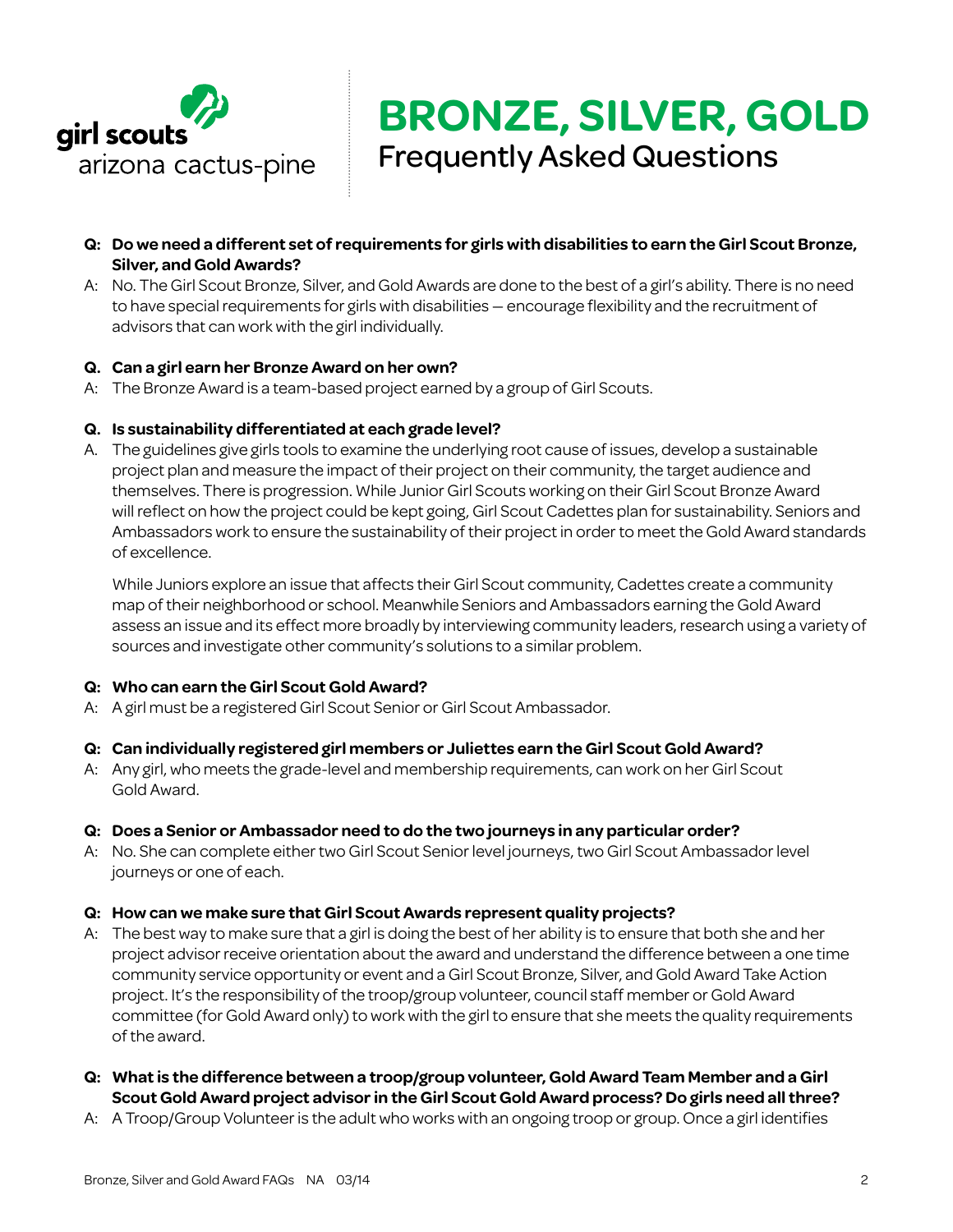# BRONZE, SILVER, GOLD

## Frequently Asked Questions

**Q: Do we need a different set of requirements for girls with disabilities to earn the Girl Scout Bronze, Silver, and Gold Awards?**

A: No. The Girl Scout Bronze, Silver, and Gold Awards are done to the best of a girl's ability. There is no need to have special requirements for girls with disabilities — encourage flexibility and the recruitment of advisors that can work with the girl individually.

**Q. Can a girl earn her Bronze Award on her own?**

A: The Bronze Award is a team-based project earned by a group of Girl Scouts.

**Q. Is sustainability differentiated at each grade level?**

A. The guidelines give girls tools to examine the underlying root cause of issues, develop a sustainable project plan and measure the impact of their project on their community, the target audience and themselves. There is progression. While Junior Girl Scouts working on their Girl Scout Bronze Award will reflect on how the project could be kept going, Girl Scout Cadettes plan for sustainability. Seniors and Ambassadors work to ensure the sustainability of their project in order to meet the Gold Award standards of excellence.

While Juniors explore an issue that affects their Girl Scout community, Cadettes create a community map of their neighborhood or school. Meanwhile Seniors and Ambassadors earning the Gold Award assess an issue and its effect more broadly by interviewing community leaders, research using a variety of sources and investigate other community's solutions to a similar problem.

**Q: Who can earn the Girl Scout Gold Award?**

A: A girl must be a registered Girl Scout Senior or Girl Scout Ambassador.

**Q: Can individually registered girl members or Juliettes earn the Girl Scout Gold Award?**

A: Any girl, who meets the grade-level and membership requirements, can work on her Girl Scout Gold Award.

**Q: Does a Senior or Ambassador need to do the two journeys in any particular order?**

A: No. She can complete either two Girl Scout Senior level journeys, two Girl Scout Ambassador level journeys or one of each.

**Q: How can we make sure that Girl Scout Awards represent quality projects?**

A: The best way to make sure that a girl is doing the best of her ability is to ensure that both she and her project advisor receive orientation about the award and understand the difference between a one time community service opportunity or event and a Girl Scout Bronze, Silver, and Gold Award Take Action project. It's the responsibility of the troop/group volunteer, council staff member or Gold Award committee (for Gold Award only) to work with the girl to ensure that she meets the quality requirements of the award.

**Q: What is the difference between a troop/group volunteer, Gold Award Team Member and a Girl Scout Gold Award project advisor in the Girl Scout Gold Award process? Do girls need all three?**

A: A Troop/Group Volunteer is the adult who works with an ongoing troop or group. Once a girl identifies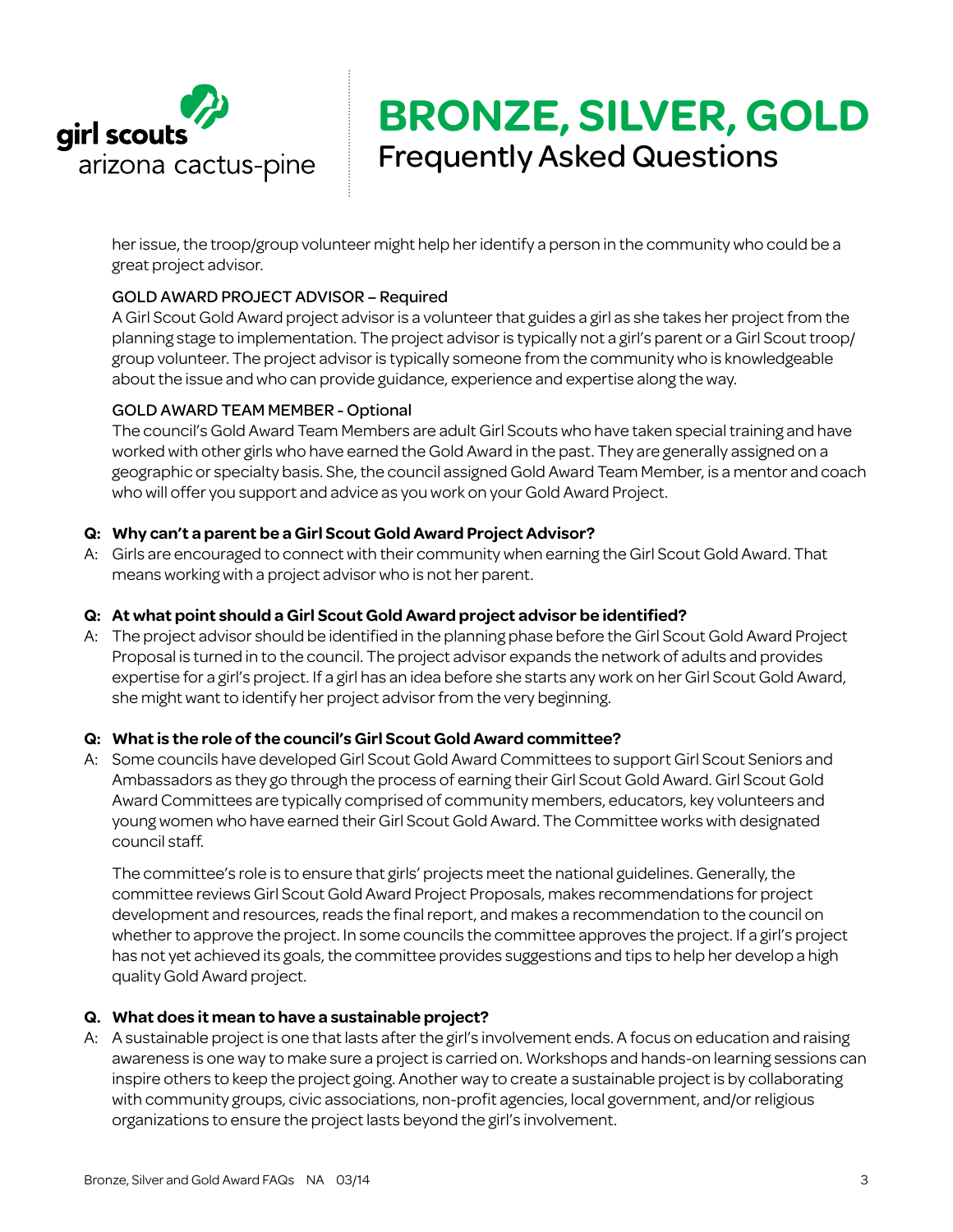her issue, the troop/group volunteer might help her identify a person in the community who could be a great project advisor.

GOLD AWARD PROJECT ADVISOR – Required
A Girl Scout Gold Award project advisor is a volunteer that guides a girl as she takes her project from the planning stage to implementation. The project advisor is typically not a girl's parent or a Girl Scout troop/group volunteer. The project advisor is typically someone from the community who is knowledgeable about the issue and who can provide guidance, experience and expertise along the way.

GOLD AWARD TEAM MEMBER - Optional
The council's Gold Award Team Members are adult Girl Scouts who have taken special training and have worked with other girls who have earned the Gold Award in the past. They are generally assigned on a geographic or specialty basis. She, the council assigned Gold Award Team Member, is a mentor and coach who will offer you support and advice as you work on your Gold Award Project.

**Q: Why can't a parent be a Girl Scout Gold Award Project Advisor?**
A: Girls are encouraged to connect with their community when earning the Girl Scout Gold Award. That means working with a project advisor who is not her parent.

**Q: At what point should a Girl Scout Gold Award project advisor be identified?**
A: The project advisor should be identified in the planning phase before the Girl Scout Gold Award Project Proposal is turned in to the council. The project advisor expands the network of adults and provides expertise for a girl's project. If a girl has an idea before she starts any work on her Girl Scout Gold Award, she might want to identify her project advisor from the very beginning.

**Q: What is the role of the council's Girl Scout Gold Award committee?**
A: Some councils have developed Girl Scout Gold Award Committees to support Girl Scout Seniors and Ambassadors as they go through the process of earning their Girl Scout Gold Award. Girl Scout Gold Award Committees are typically comprised of community members, educators, key volunteers and young women who have earned their Girl Scout Gold Award. The Committee works with designated council staff.

The committee's role is to ensure that girls' projects meet the national guidelines. Generally, the committee reviews Girl Scout Gold Award Project Proposals, makes recommendations for project development and resources, reads the final report, and makes a recommendation to the council on whether to approve the project. In some councils the committee approves the project. If a girl's project has not yet achieved its goals, the committee provides suggestions and tips to help her develop a high quality Gold Award project.

**Q. What does it mean to have a sustainable project?**
A: A sustainable project is one that lasts after the girl's involvement ends. A focus on education and raising awareness is one way to make sure a project is carried on. Workshops and hands-on learning sessions can inspire others to keep the project going. Another way to create a sustainable project is by collaborating with community groups, civic associations, non-profit agencies, local government, and/or religious organizations to ensure the project lasts beyond the girl's involvement.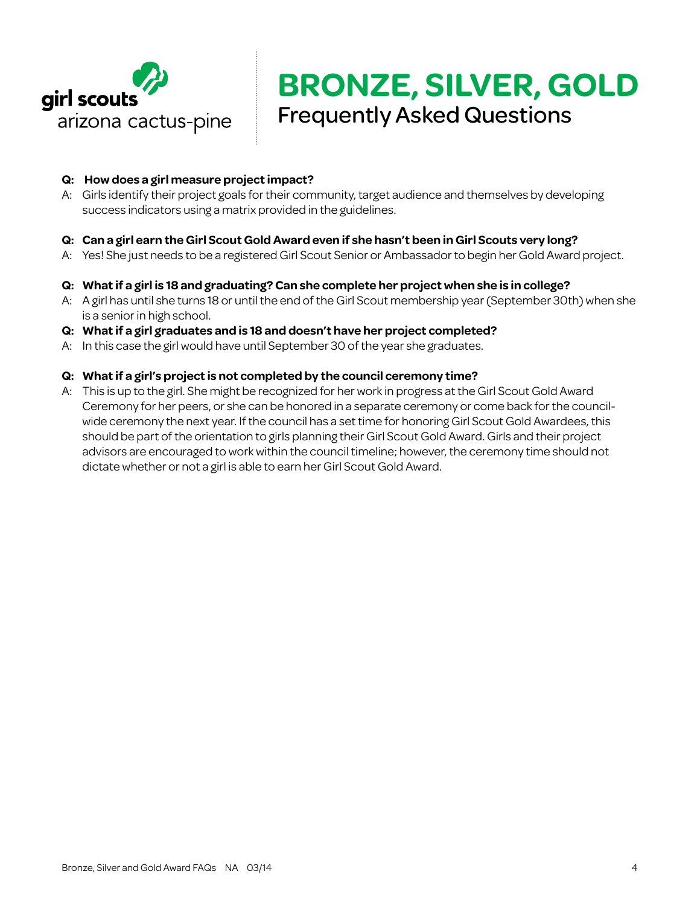girl scouts
arizona cactus-pine

# BRONZE, SILVER, GOLD

## Frequently Asked Questions

**Q: How does a girl measure project impact?**

A: Girls identify their project goals for their community, target audience and themselves by developing success indicators using a matrix provided in the guidelines.

**Q: Can a girl earn the Girl Scout Gold Award even if she hasn't been in Girl Scouts very long?**

A: Yes! She just needs to be a registered Girl Scout Senior or Ambassador to begin her Gold Award project.

**Q: What if a girl is 18 and graduating? Can she complete her project when she is in college?**

A: A girl has until she turns 18 or until the end of the Girl Scout membership year (September 30th) when she is a senior in high school.

**Q: What if a girl graduates and is 18 and doesn't have her project completed?**

A: In this case the girl would have until September 30 of the year she graduates.

**Q: What if a girl's project is not completed by the council ceremony time?**

A: This is up to the girl. She might be recognized for her work in progress at the Girl Scout Gold Award Ceremony for her peers, or she can be honored in a separate ceremony or come back for the council-wide ceremony the next year. If the council has a set time for honoring Girl Scout Gold Awardees, this should be part of the orientation to girls planning their Girl Scout Gold Award. Girls and their project advisors are encouraged to work within the council timeline; however, the ceremony time should not dictate whether or not a girl is able to earn her Girl Scout Gold Award.